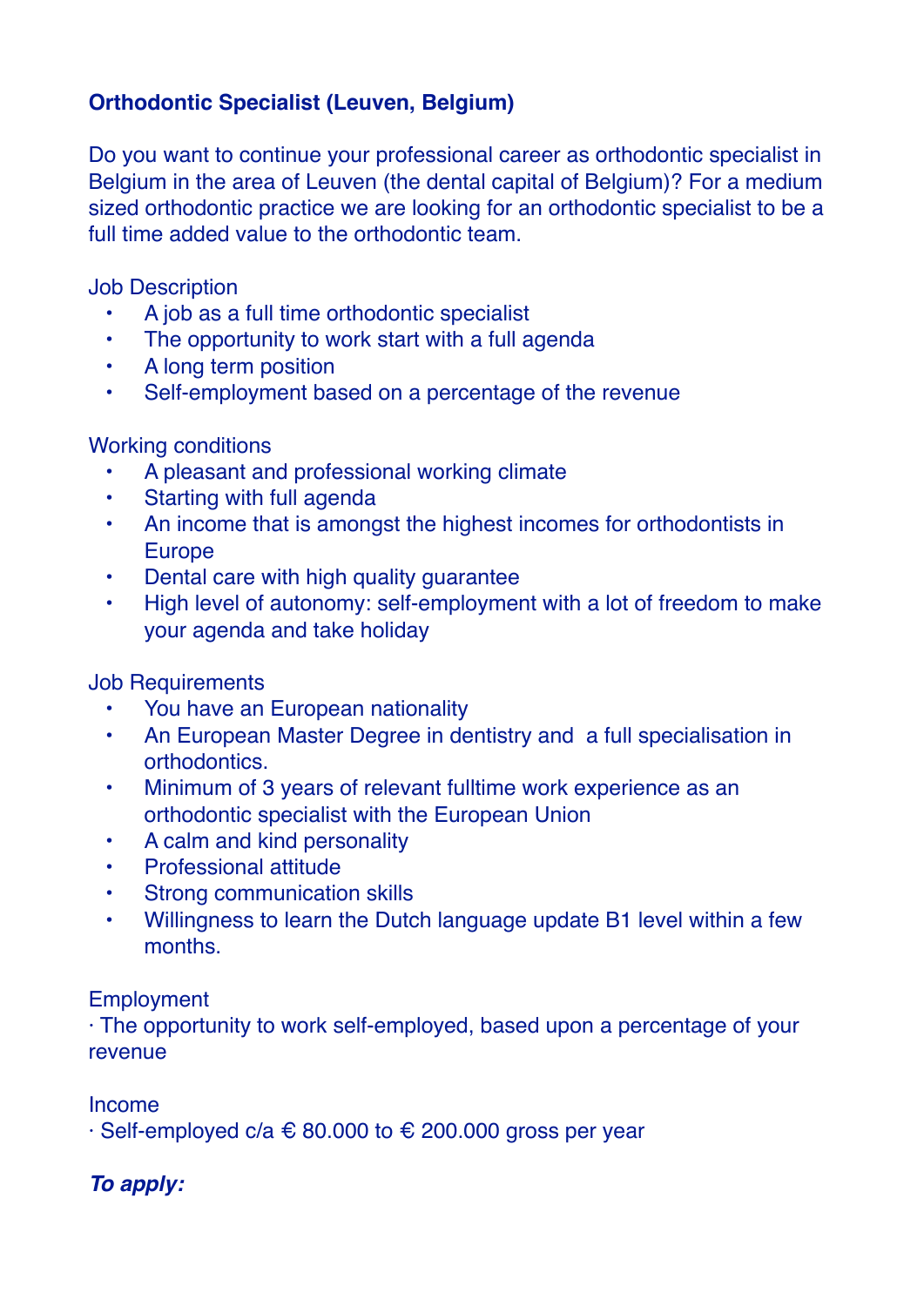**Orthodontic Specialist (Leuven, Belgium)**

Do you want to continue your professional career as orthodontic specialist in Belgium in the area of Leuven (the dental capital of Belgium)? For a medium sized orthodontic practice we are looking for an orthodontic specialist to be a full time added value to the orthodontic team.

Job Description

- A job as a full time orthodontic specialist
- The opportunity to work start with a full agenda
- A long term position
- Self-employment based on a percentage of the revenue

Working conditions

- A pleasant and professional working climate
- Starting with full agenda
- An income that is amongst the highest incomes for orthodontists in Europe
- Dental care with high quality guarantee
- High level of autonomy: self-employment with a lot of freedom to make your agenda and take holiday

Job Requirements

- You have an European nationality
- An European Master Degree in dentistry and  a full specialisation in orthodontics.
- Minimum of 3 years of relevant fulltime work experience as an orthodontic specialist with the European Union
- A calm and kind personality
- Professional attitude
- Strong communication skills
- Willingness to learn the Dutch language update B1 level within a few months.

Employment

· The opportunity to work self-employed, based upon a percentage of your revenue

Income

· Self-employed c/a € 80.000 to € 200.000 gross per year

***To apply:***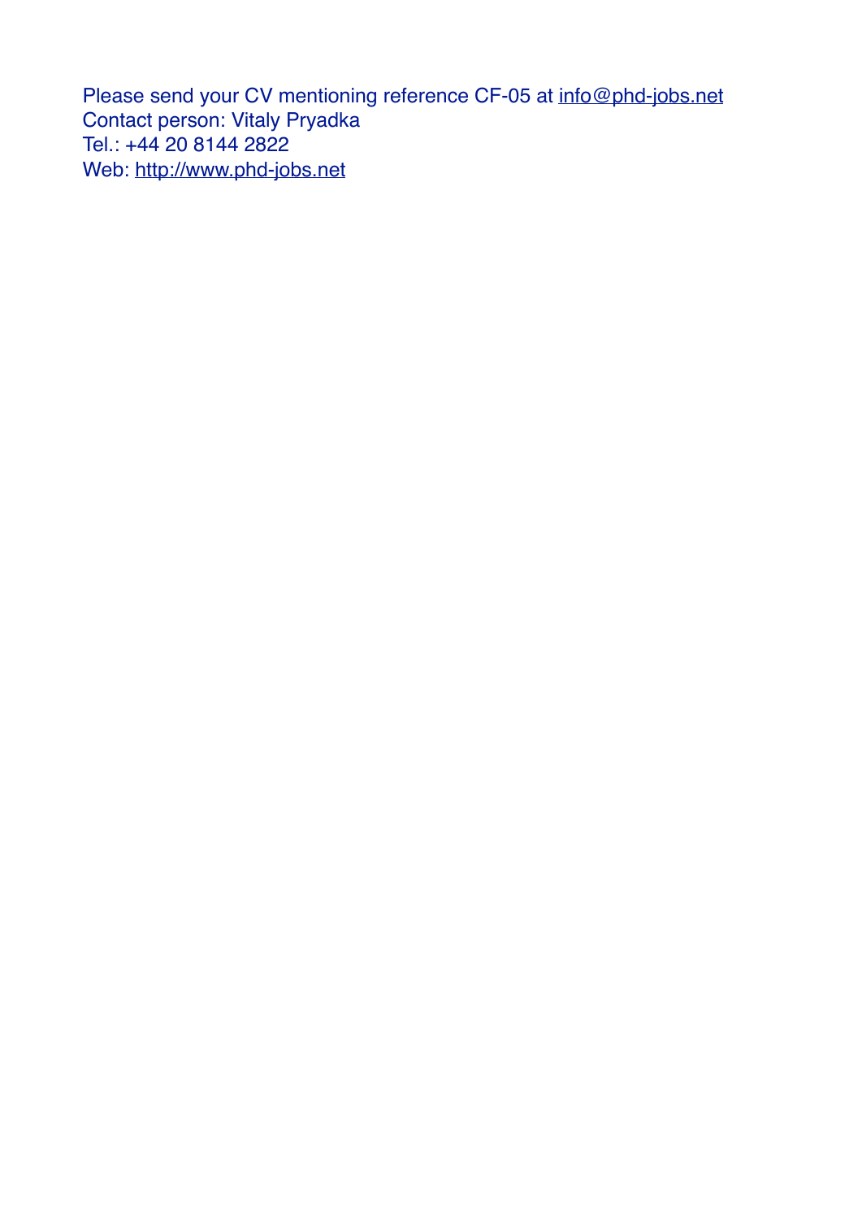Please send your CV mentioning reference CF-05 at info@phd-jobs.net
Contact person: Vitaly Pryadka
Tel.: +44 20 8144 2822
Web: http://www.phd-jobs.net